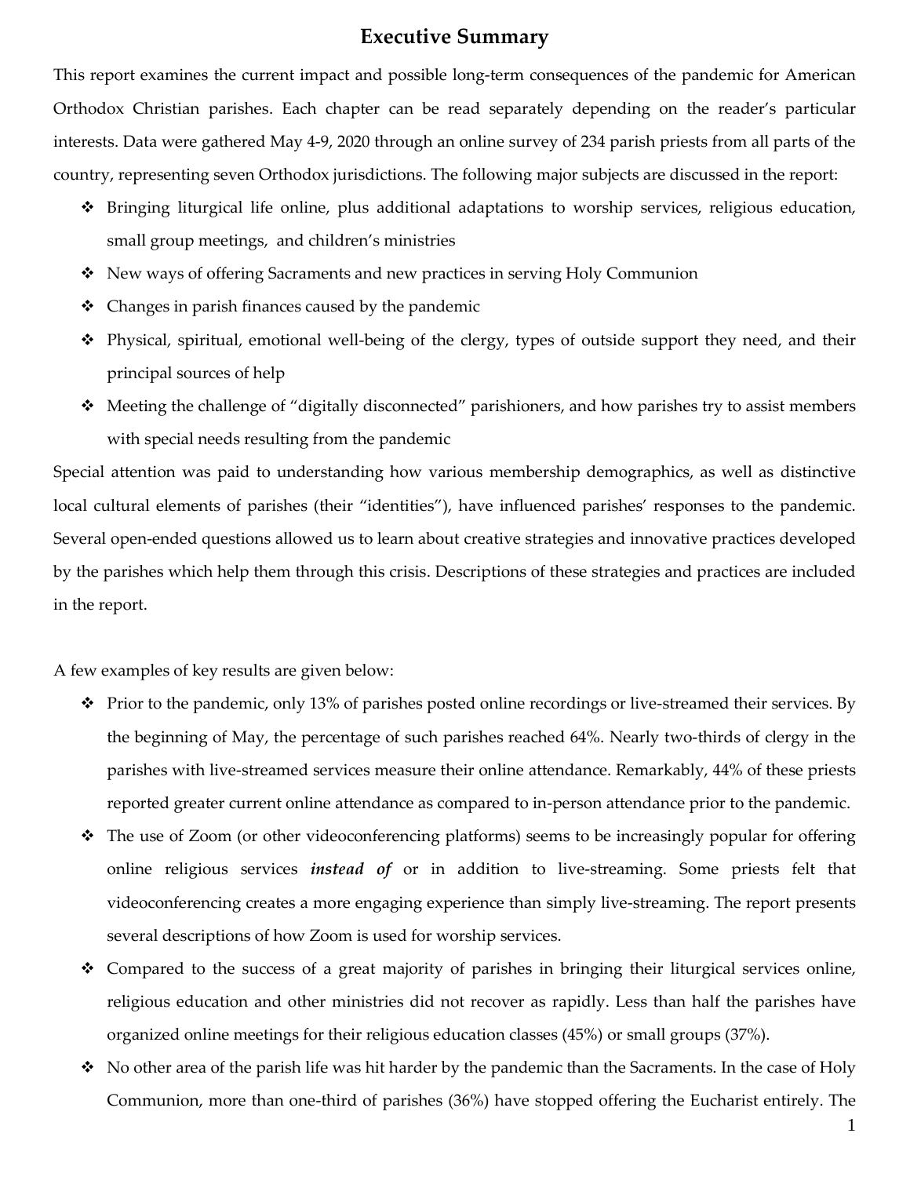# Executive Summary

This report examines the current impact and possible long-term consequences of the pandemic for American Orthodox Christian parishes. Each chapter can be read separately depending on the reader's particular interests. Data were gathered May 4-9, 2020 through an online survey of 234 parish priests from all parts of the country, representing seven Orthodox jurisdictions. The following major subjects are discussed in the report:

- Bringing liturgical life online, plus additional adaptations to worship services, religious education, small group meetings, and children's ministries
- New ways of offering Sacraments and new practices in serving Holy Communion
- Changes in parish finances caused by the pandemic
- Physical, spiritual, emotional well-being of the clergy, types of outside support they need, and their principal sources of help
- Meeting the challenge of "digitally disconnected" parishioners, and how parishes try to assist members with special needs resulting from the pandemic

Special attention was paid to understanding how various membership demographics, as well as distinctive local cultural elements of parishes (their "identities"), have influenced parishes' responses to the pandemic. Several open-ended questions allowed us to learn about creative strategies and innovative practices developed by the parishes which help them through this crisis. Descriptions of these strategies and practices are included in the report.

A few examples of key results are given below:

- Prior to the pandemic, only 13% of parishes posted online recordings or live-streamed their services. By the beginning of May, the percentage of such parishes reached 64%. Nearly two-thirds of clergy in the parishes with live-streamed services measure their online attendance. Remarkably, 44% of these priests reported greater current online attendance as compared to in-person attendance prior to the pandemic.
- The use of Zoom (or other videoconferencing platforms) seems to be increasingly popular for offering online religious services ***instead of*** or in addition to live-streaming. Some priests felt that videoconferencing creates a more engaging experience than simply live-streaming. The report presents several descriptions of how Zoom is used for worship services.
- Compared to the success of a great majority of parishes in bringing their liturgical services online, religious education and other ministries did not recover as rapidly. Less than half the parishes have organized online meetings for their religious education classes (45%) or small groups (37%).
- No other area of the parish life was hit harder by the pandemic than the Sacraments. In the case of Holy Communion, more than one-third of parishes (36%) have stopped offering the Eucharist entirely. The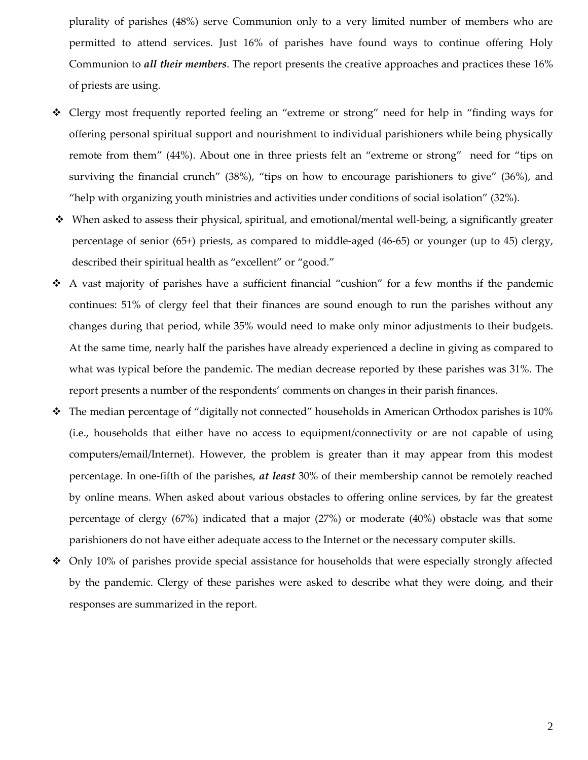plurality of parishes (48%) serve Communion only to a very limited number of members who are permitted to attend services. Just 16% of parishes have found ways to continue offering Holy Communion to ***all their members***. The report presents the creative approaches and practices these 16% of priests are using.

- Clergy most frequently reported feeling an "extreme or strong" need for help in "finding ways for offering personal spiritual support and nourishment to individual parishioners while being physically remote from them" (44%). About one in three priests felt an "extreme or strong" need for "tips on surviving the financial crunch" (38%), "tips on how to encourage parishioners to give" (36%), and "help with organizing youth ministries and activities under conditions of social isolation" (32%).
- When asked to assess their physical, spiritual, and emotional/mental well-being, a significantly greater percentage of senior (65+) priests, as compared to middle-aged (46-65) or younger (up to 45) clergy, described their spiritual health as "excellent" or "good."
- A vast majority of parishes have a sufficient financial "cushion" for a few months if the pandemic continues: 51% of clergy feel that their finances are sound enough to run the parishes without any changes during that period, while 35% would need to make only minor adjustments to their budgets. At the same time, nearly half the parishes have already experienced a decline in giving as compared to what was typical before the pandemic. The median decrease reported by these parishes was 31%. The report presents a number of the respondents' comments on changes in their parish finances.
- The median percentage of "digitally not connected" households in American Orthodox parishes is 10% (i.e., households that either have no access to equipment/connectivity or are not capable of using computers/email/Internet). However, the problem is greater than it may appear from this modest percentage. In one-fifth of the parishes, ***at least*** 30% of their membership cannot be remotely reached by online means. When asked about various obstacles to offering online services, by far the greatest percentage of clergy (67%) indicated that a major (27%) or moderate (40%) obstacle was that some parishioners do not have either adequate access to the Internet or the necessary computer skills.
- Only 10% of parishes provide special assistance for households that were especially strongly affected by the pandemic. Clergy of these parishes were asked to describe what they were doing, and their responses are summarized in the report.